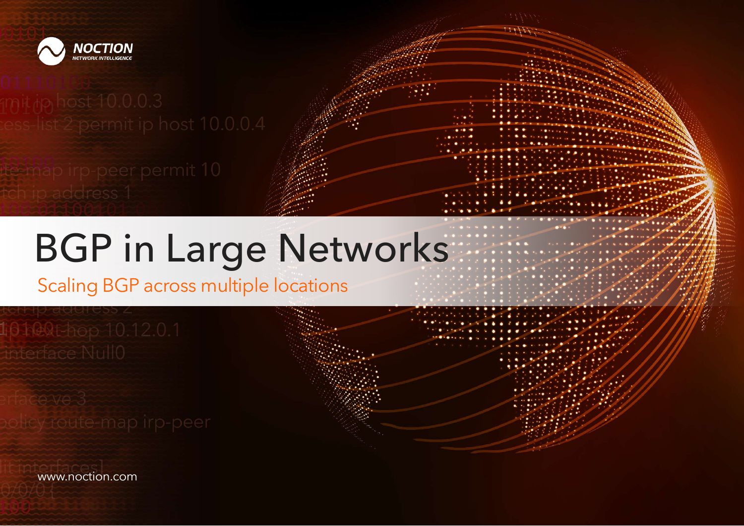NOCTION
NETWORK INTELLIGENCE

# BGP in Large Networks

## Scaling BGP across multiple locations

www.noction.com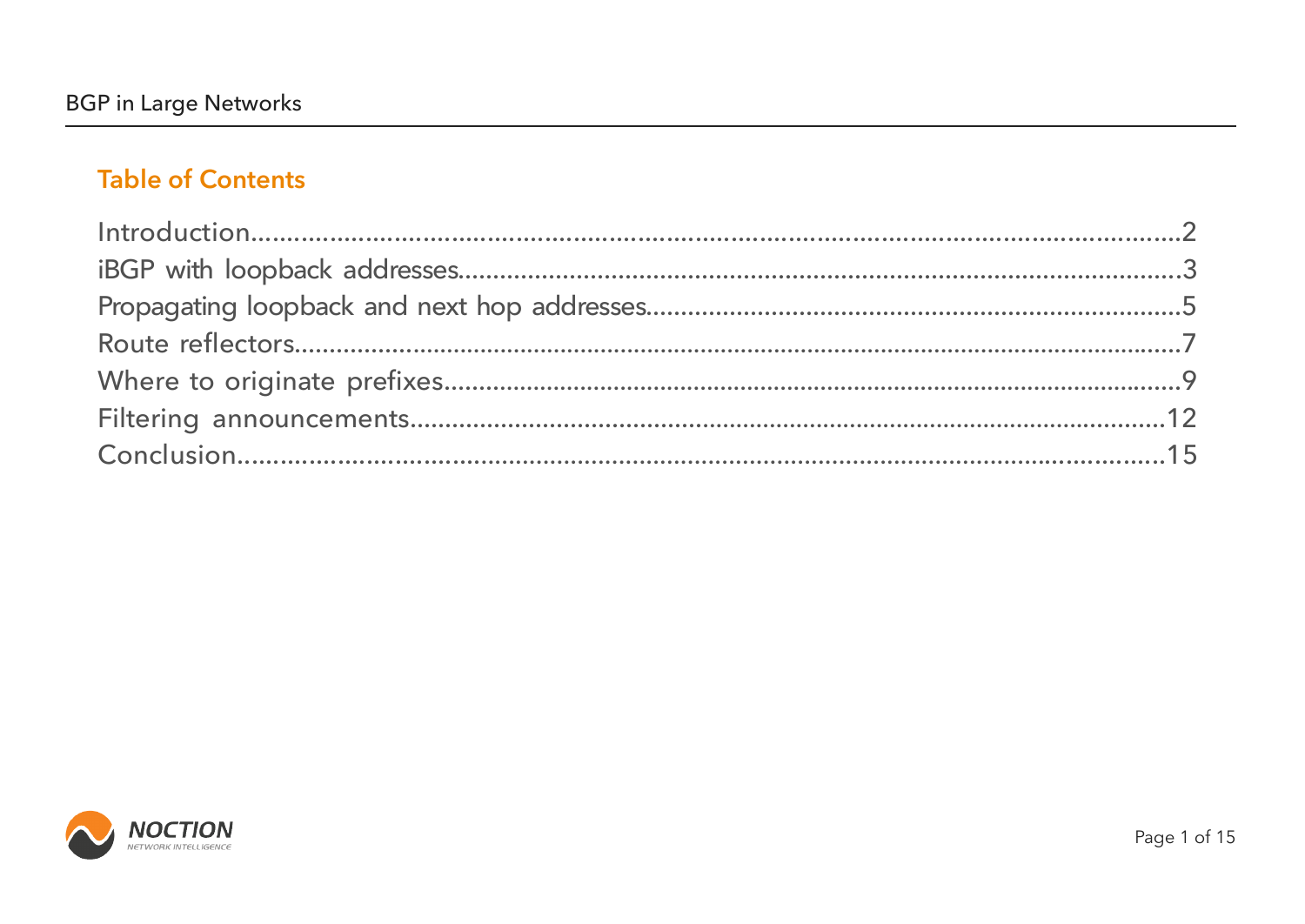## Table of Contents

| Section | Page |
|---|---|
| Introduction | 2 |
| iBGP with loopback addresses | 3 |
| Propagating loopback and next hop addresses | 5 |
| Route reflectors | 7 |
| Where to originate prefixes | 9 |
| Filtering announcements | 12 |
| Conclusion | 15 |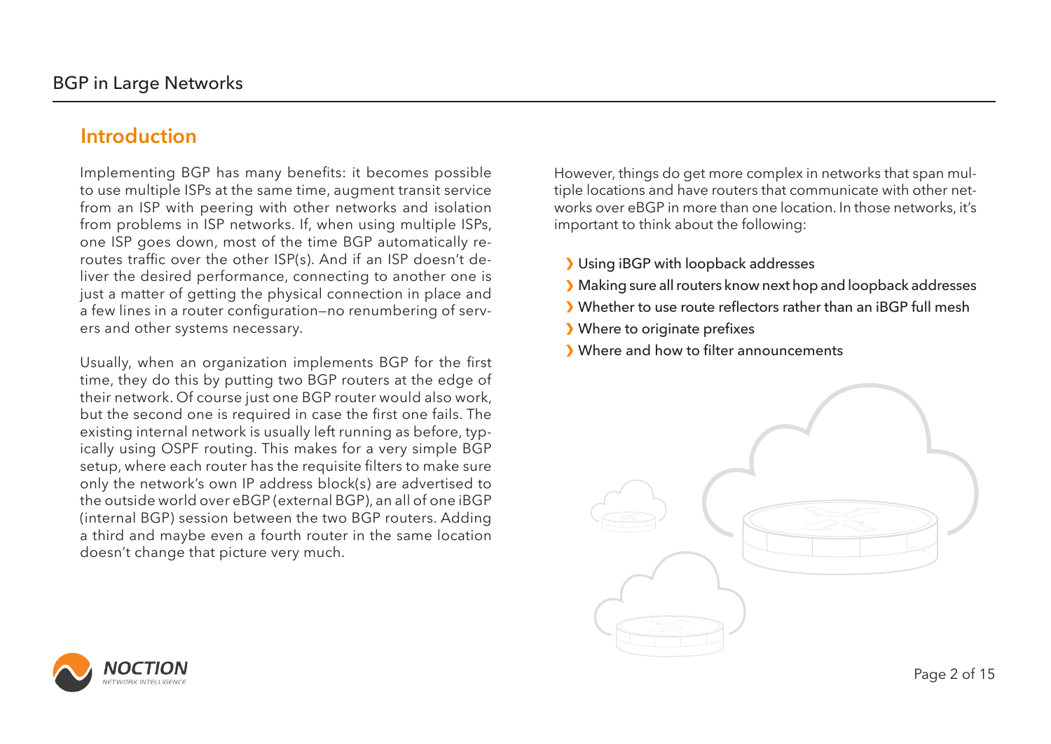## Introduction

Implementing BGP has many benefits: it becomes possible to use multiple ISPs at the same time, augment transit service from an ISP with peering with other networks and isolation from problems in ISP networks. If, when using multiple ISPs, one ISP goes down, most of the time BGP automatically reroutes traffic over the other ISP(s). And if an ISP doesn't deliver the desired performance, connecting to another one is just a matter of getting the physical connection in place and a few lines in a router configuration—no renumbering of servers and other systems necessary.

Usually, when an organization implements BGP for the first time, they do this by putting two BGP routers at the edge of their network. Of course just one BGP router would also work, but the second one is required in case the first one fails. The existing internal network is usually left running as before, typically using OSPF routing. This makes for a very simple BGP setup, where each router has the requisite filters to make sure only the network's own IP address block(s) are advertised to the outside world over eBGP (external BGP), an all of one iBGP (internal BGP) session between the two BGP routers. Adding a third and maybe even a fourth router in the same location doesn't change that picture very much.

However, things do get more complex in networks that span multiple locations and have routers that communicate with other networks over eBGP in more than one location. In those networks, it's important to think about the following:

- Using iBGP with loopback addresses
- Making sure all routers know next hop and loopback addresses
- Whether to use route reflectors rather than an iBGP full mesh
- Where to originate prefixes
- Where and how to filter announcements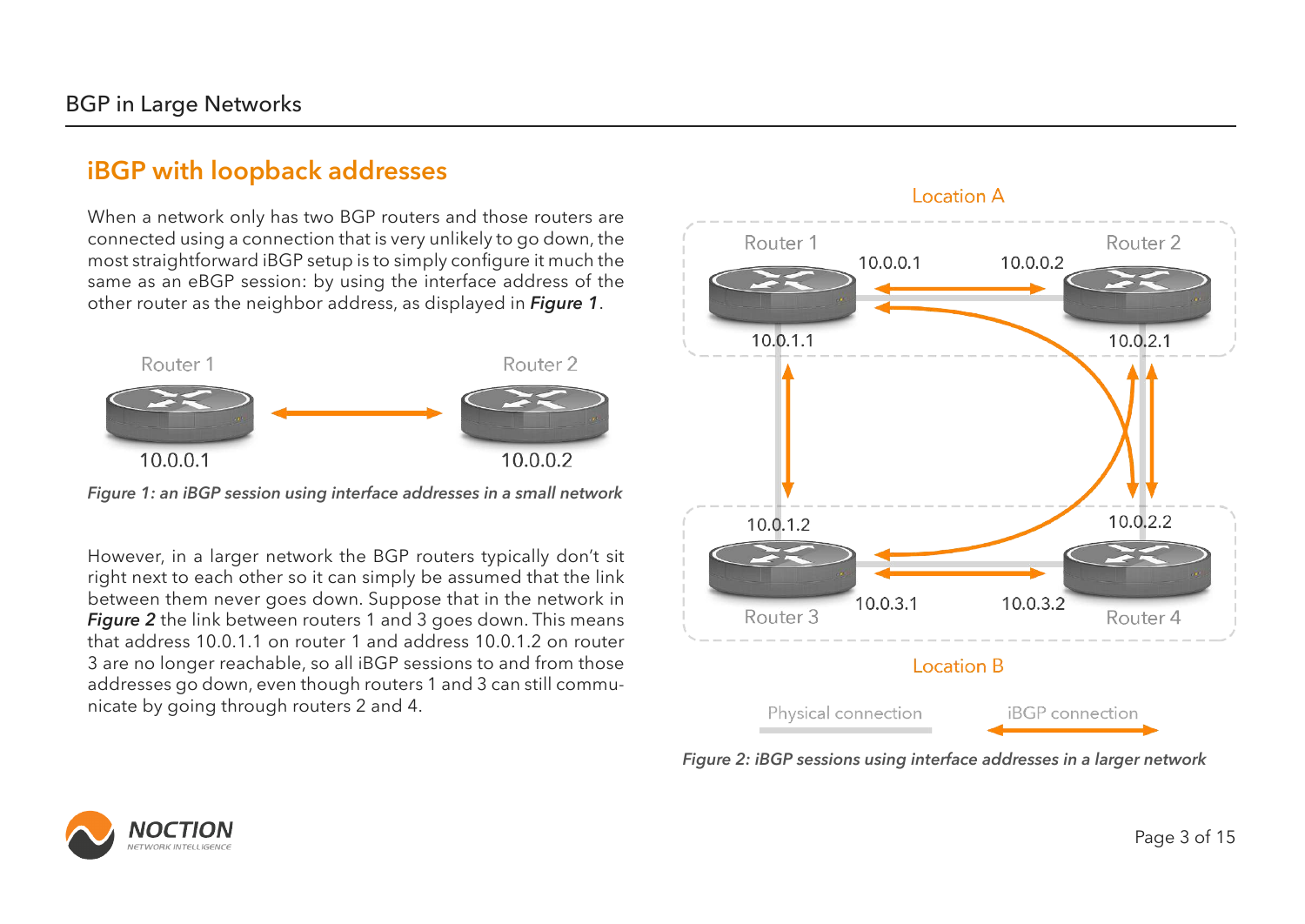## iBGP with loopback addresses

When a network only has two BGP routers and those routers are connected using a connection that is very unlikely to go down, the most straightforward iBGP setup is to simply configure it much the same as an eBGP session: by using the interface address of the other router as the neighbor address, as displayed in ***Figure 1***.

*Figure 1: an iBGP session using interface addresses in a small network*

However, in a larger network the BGP routers typically don't sit right next to each other so it can simply be assumed that the link between them never goes down. Suppose that in the network in ***Figure 2*** the link between routers 1 and 3 goes down. This means that address 10.0.1.1 on router 1 and address 10.0.1.2 on router 3 are no longer reachable, so all iBGP sessions to and from those addresses go down, even though routers 1 and 3 can still communicate by going through routers 2 and 4.

*Figure 2: iBGP sessions using interface addresses in a larger network*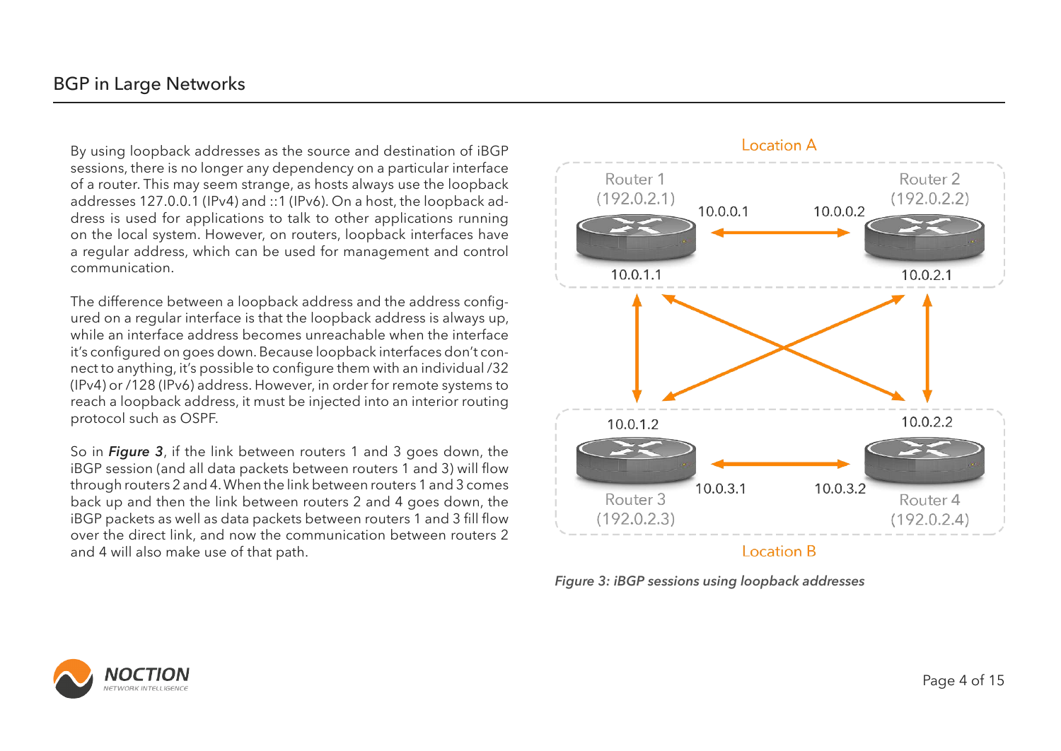By using loopback addresses as the source and destination of iBGP sessions, there is no longer any dependency on a particular interface of a router. This may seem strange, as hosts always use the loopback addresses 127.0.0.1 (IPv4) and ::1 (IPv6). On a host, the loopback address is used for applications to talk to other applications running on the local system. However, on routers, loopback interfaces have a regular address, which can be used for management and control communication.

The difference between a loopback address and the address configured on a regular interface is that the loopback address is always up, while an interface address becomes unreachable when the interface it's configured on goes down. Because loopback interfaces don't connect to anything, it's possible to configure them with an individual /32 (IPv4) or /128 (IPv6) address. However, in order for remote systems to reach a loopback address, it must be injected into an interior routing protocol such as OSPF.

So in ***Figure 3***, if the link between routers 1 and 3 goes down, the iBGP session (and all data packets between routers 1 and 3) will flow through routers 2 and 4. When the link between routers 1 and 3 comes back up and then the link between routers 2 and 4 goes down, the iBGP packets as well as data packets between routers 1 and 3 fill flow over the direct link, and now the communication between routers 2 and 4 will also make use of that path.

*Figure 3: iBGP sessions using loopback addresses*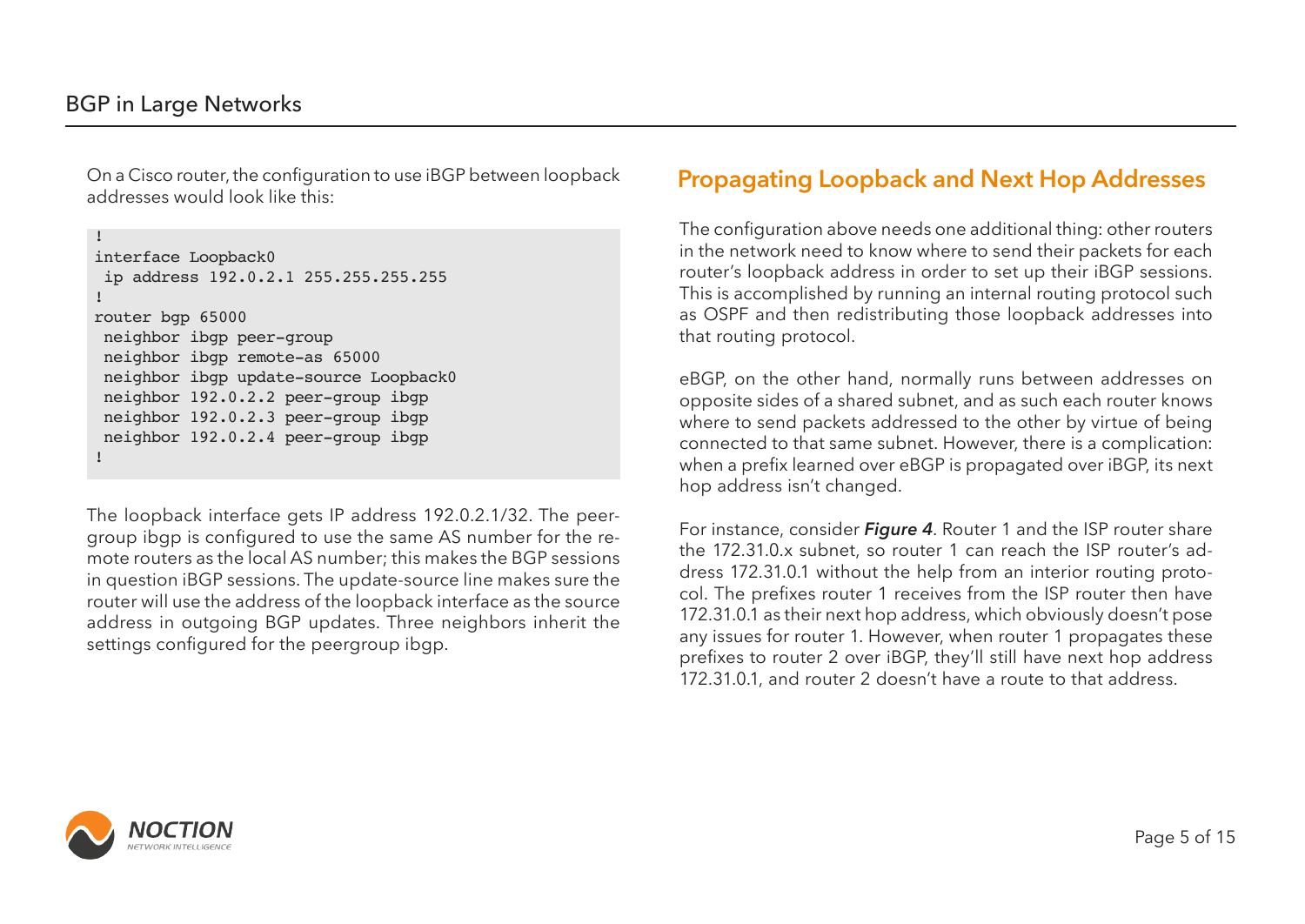On a Cisco router, the configuration to use iBGP between loopback addresses would look like this:

```
!
interface Loopback0
 ip address 192.0.2.1 255.255.255.255
!
router bgp 65000
 neighbor ibgp peer-group
 neighbor ibgp remote-as 65000
 neighbor ibgp update-source Loopback0
 neighbor 192.0.2.2 peer-group ibgp
 neighbor 192.0.2.3 peer-group ibgp
 neighbor 192.0.2.4 peer-group ibgp
!
```

The loopback interface gets IP address 192.0.2.1/32. The peer-group ibgp is configured to use the same AS number for the remote routers as the local AS number; this makes the BGP sessions in question iBGP sessions. The update-source line makes sure the router will use the address of the loopback interface as the source address in outgoing BGP updates. Three neighbors inherit the settings configured for the peergroup ibgp.

## Propagating Loopback and Next Hop Addresses

The configuration above needs one additional thing: other routers in the network need to know where to send their packets for each router's loopback address in order to set up their iBGP sessions. This is accomplished by running an internal routing protocol such as OSPF and then redistributing those loopback addresses into that routing protocol.

eBGP, on the other hand, normally runs between addresses on opposite sides of a shared subnet, and as such each router knows where to send packets addressed to the other by virtue of being connected to that same subnet. However, there is a complication: when a prefix learned over eBGP is propagated over iBGP, its next hop address isn't changed.

For instance, consider ***Figure 4***. Router 1 and the ISP router share the 172.31.0.x subnet, so router 1 can reach the ISP router's address 172.31.0.1 without the help from an interior routing protocol. The prefixes router 1 receives from the ISP router then have 172.31.0.1 as their next hop address, which obviously doesn't pose any issues for router 1. However, when router 1 propagates these prefixes to router 2 over iBGP, they'll still have next hop address 172.31.0.1, and router 2 doesn't have a route to that address.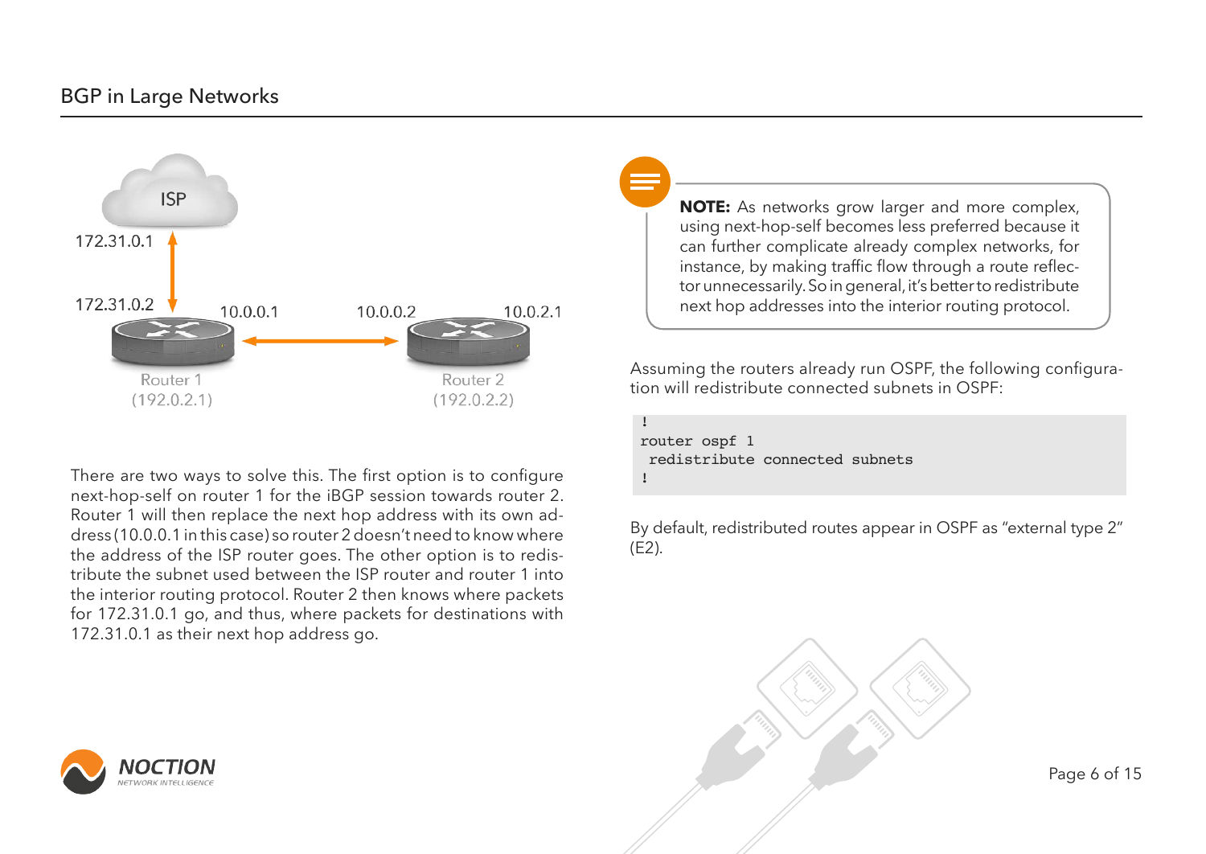There are two ways to solve this. The first option is to configure next-hop-self on router 1 for the iBGP session towards router 2. Router 1 will then replace the next hop address with its own address (10.0.0.1 in this case) so router 2 doesn't need to know where the address of the ISP router goes. The other option is to redistribute the subnet used between the ISP router and router 1 into the interior routing protocol. Router 2 then knows where packets for 172.31.0.1 go, and thus, where packets for destinations with 172.31.0.1 as their next hop address go.

**NOTE:** As networks grow larger and more complex, using next-hop-self becomes less preferred because it can further complicate already complex networks, for instance, by making traffic flow through a route reflector unnecessarily. So in general, it's better to redistribute next hop addresses into the interior routing protocol.

Assuming the routers already run OSPF, the following configuration will redistribute connected subnets in OSPF:

```
!
router ospf 1
 redistribute connected subnets
!
```

By default, redistributed routes appear in OSPF as "external type 2" (E2).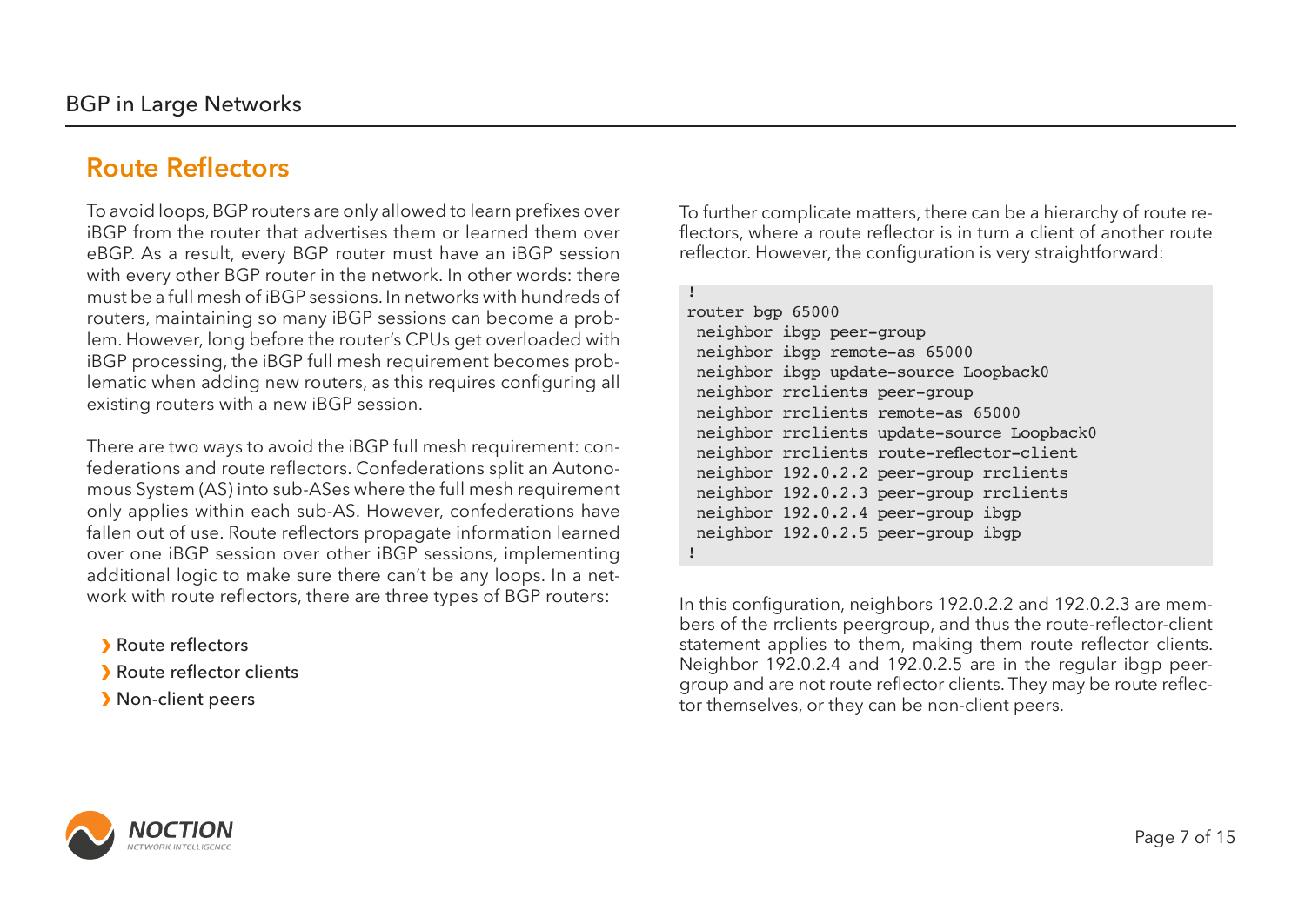## Route Reflectors

To avoid loops, BGP routers are only allowed to learn prefixes over iBGP from the router that advertises them or learned them over eBGP. As a result, every BGP router must have an iBGP session with every other BGP router in the network. In other words: there must be a full mesh of iBGP sessions. In networks with hundreds of routers, maintaining so many iBGP sessions can become a problem. However, long before the router's CPUs get overloaded with iBGP processing, the iBGP full mesh requirement becomes problematic when adding new routers, as this requires configuring all existing routers with a new iBGP session.

There are two ways to avoid the iBGP full mesh requirement: confederations and route reflectors. Confederations split an Autonomous System (AS) into sub-ASes where the full mesh requirement only applies within each sub-AS. However, confederations have fallen out of use. Route reflectors propagate information learned over one iBGP session over other iBGP sessions, implementing additional logic to make sure there can't be any loops. In a network with route reflectors, there are three types of BGP routers:

- Route reflectors
- Route reflector clients
- Non-client peers

To further complicate matters, there can be a hierarchy of route reflectors, where a route reflector is in turn a client of another route reflector. However, the configuration is very straightforward:

```
!
router bgp 65000
 neighbor ibgp peer-group
 neighbor ibgp remote-as 65000
 neighbor ibgp update-source Loopback0
 neighbor rrclients peer-group
 neighbor rrclients remote-as 65000
 neighbor rrclients update-source Loopback0
 neighbor rrclients route-reflector-client
 neighbor 192.0.2.2 peer-group rrclients
 neighbor 192.0.2.3 peer-group rrclients
 neighbor 192.0.2.4 peer-group ibgp
 neighbor 192.0.2.5 peer-group ibgp
!
```

In this configuration, neighbors 192.0.2.2 and 192.0.2.3 are members of the rrclients peergroup, and thus the route-reflector-client statement applies to them, making them route reflector clients. Neighbor 192.0.2.4 and 192.0.2.5 are in the regular ibgp peergroup and are not route reflector clients. They may be route reflector themselves, or they can be non-client peers.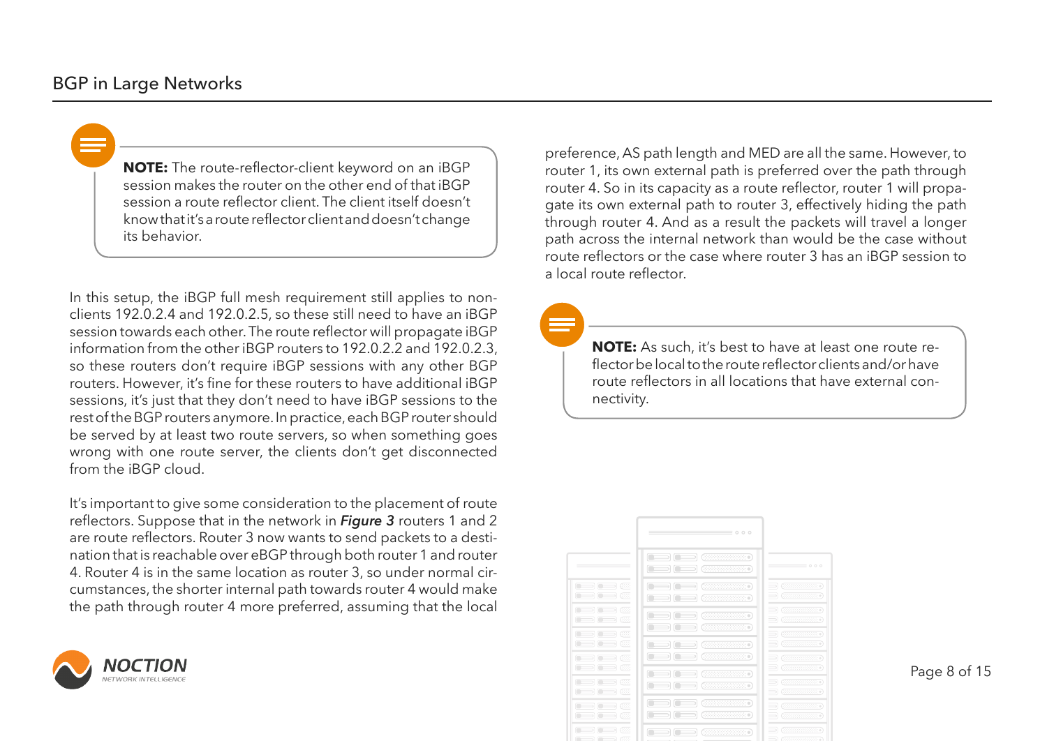**NOTE:** The route-reflector-client keyword on an iBGP session makes the router on the other end of that iBGP session a route reflector client. The client itself doesn't know that it's a route reflector client and doesn't change its behavior.

In this setup, the iBGP full mesh requirement still applies to non-clients 192.0.2.4 and 192.0.2.5, so these still need to have an iBGP session towards each other. The route reflector will propagate iBGP information from the other iBGP routers to 192.0.2.2 and 192.0.2.3, so these routers don't require iBGP sessions with any other BGP routers. However, it's fine for these routers to have additional iBGP sessions, it's just that they don't need to have iBGP sessions to the rest of the BGP routers anymore. In practice, each BGP router should be served by at least two route servers, so when something goes wrong with one route server, the clients don't get disconnected from the iBGP cloud.

It's important to give some consideration to the placement of route reflectors. Suppose that in the network in ***Figure 3*** routers 1 and 2 are route reflectors. Router 3 now wants to send packets to a destination that is reachable over eBGP through both router 1 and router 4. Router 4 is in the same location as router 3, so under normal circumstances, the shorter internal path towards router 4 would make the path through router 4 more preferred, assuming that the local preference, AS path length and MED are all the same. However, to router 1, its own external path is preferred over the path through router 4. So in its capacity as a route reflector, router 1 will propagate its own external path to router 3, effectively hiding the path through router 4. And as a result the packets will travel a longer path across the internal network than would be the case without route reflectors or the case where router 3 has an iBGP session to a local route reflector.

**NOTE:** As such, it's best to have at least one route reflector be local to the route reflector clients and/or have route reflectors in all locations that have external connectivity.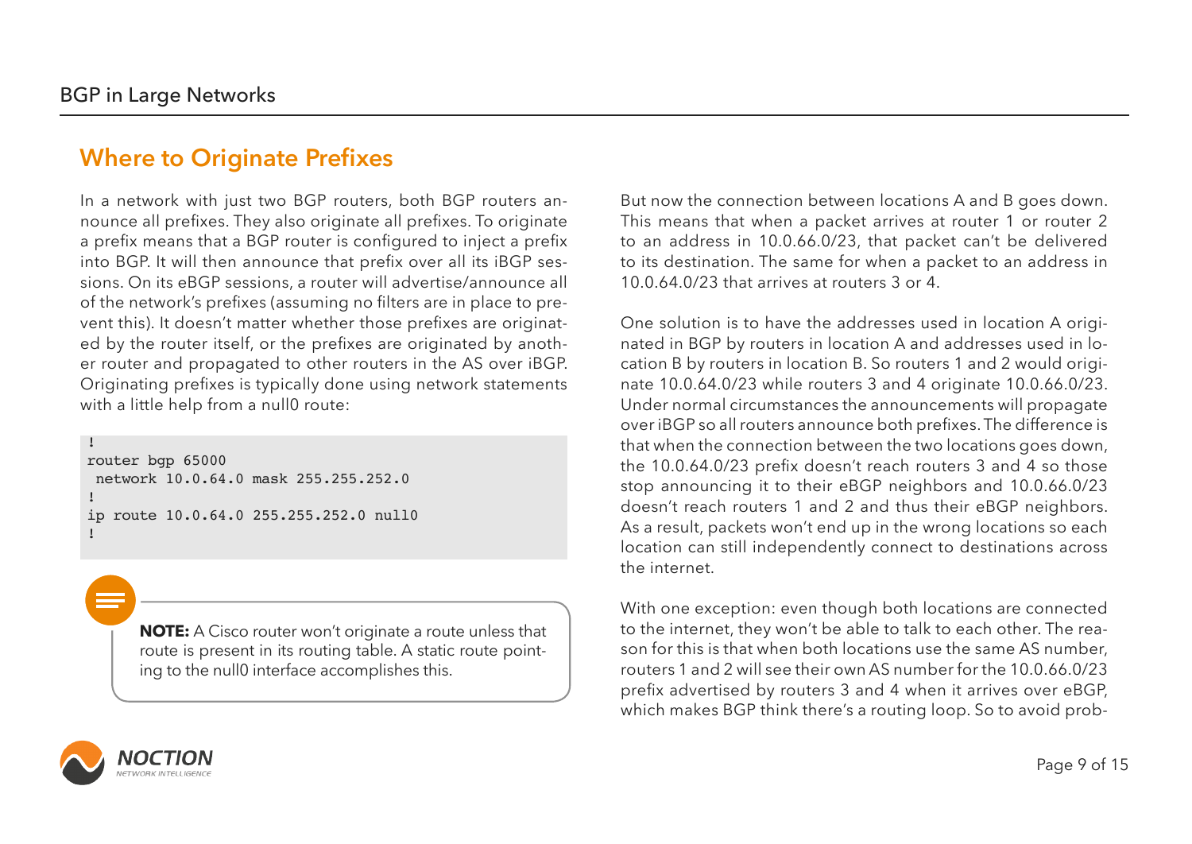## Where to Originate Prefixes

In a network with just two BGP routers, both BGP routers announce all prefixes. They also originate all prefixes. To originate a prefix means that a BGP router is configured to inject a prefix into BGP. It will then announce that prefix over all its iBGP sessions. On its eBGP sessions, a router will advertise/announce all of the network's prefixes (assuming no filters are in place to prevent this). It doesn't matter whether those prefixes are originated by the router itself, or the prefixes are originated by another router and propagated to other routers in the AS over iBGP. Originating prefixes is typically done using network statements with a little help from a null0 route:

```
!
router bgp 65000
 network 10.0.64.0 mask 255.255.252.0
!
ip route 10.0.64.0 255.255.252.0 null0
!
```

> **NOTE:** A Cisco router won't originate a route unless that route is present in its routing table. A static route pointing to the null0 interface accomplishes this.

But now the connection between locations A and B goes down. This means that when a packet arrives at router 1 or router 2 to an address in 10.0.66.0/23, that packet can't be delivered to its destination. The same for when a packet to an address in 10.0.64.0/23 that arrives at routers 3 or 4.

One solution is to have the addresses used in location A originated in BGP by routers in location A and addresses used in location B by routers in location B. So routers 1 and 2 would originate 10.0.64.0/23 while routers 3 and 4 originate 10.0.66.0/23. Under normal circumstances the announcements will propagate over iBGP so all routers announce both prefixes. The difference is that when the connection between the two locations goes down, the 10.0.64.0/23 prefix doesn't reach routers 3 and 4 so those stop announcing it to their eBGP neighbors and 10.0.66.0/23 doesn't reach routers 1 and 2 and thus their eBGP neighbors. As a result, packets won't end up in the wrong locations so each location can still independently connect to destinations across the internet.

With one exception: even though both locations are connected to the internet, they won't be able to talk to each other. The reason for this is that when both locations use the same AS number, routers 1 and 2 will see their own AS number for the 10.0.66.0/23 prefix advertised by routers 3 and 4 when it arrives over eBGP, which makes BGP think there's a routing loop. So to avoid prob-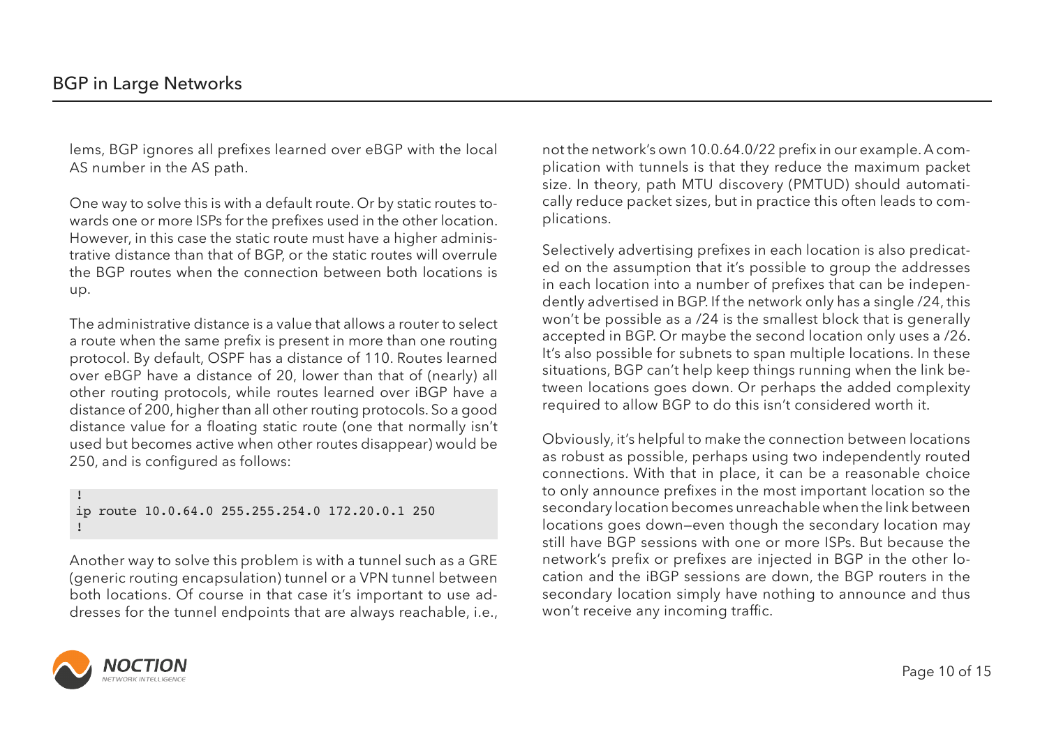lems, BGP ignores all prefixes learned over eBGP with the local AS number in the AS path.

One way to solve this is with a default route. Or by static routes towards one or more ISPs for the prefixes used in the other location. However, in this case the static route must have a higher administrative distance than that of BGP, or the static routes will overrule the BGP routes when the connection between both locations is up.

The administrative distance is a value that allows a router to select a route when the same prefix is present in more than one routing protocol. By default, OSPF has a distance of 110. Routes learned over eBGP have a distance of 20, lower than that of (nearly) all other routing protocols, while routes learned over iBGP have a distance of 200, higher than all other routing protocols. So a good distance value for a floating static route (one that normally isn't used but becomes active when other routes disappear) would be 250, and is configured as follows:

```
!
ip route 10.0.64.0 255.255.254.0 172.20.0.1 250
!
```

Another way to solve this problem is with a tunnel such as a GRE (generic routing encapsulation) tunnel or a VPN tunnel between both locations. Of course in that case it's important to use addresses for the tunnel endpoints that are always reachable, i.e., not the network's own 10.0.64.0/22 prefix in our example. A complication with tunnels is that they reduce the maximum packet size. In theory, path MTU discovery (PMTUD) should automatically reduce packet sizes, but in practice this often leads to complications.

Selectively advertising prefixes in each location is also predicated on the assumption that it's possible to group the addresses in each location into a number of prefixes that can be independently advertised in BGP. If the network only has a single /24, this won't be possible as a /24 is the smallest block that is generally accepted in BGP. Or maybe the second location only uses a /26. It's also possible for subnets to span multiple locations. In these situations, BGP can't help keep things running when the link between locations goes down. Or perhaps the added complexity required to allow BGP to do this isn't considered worth it.

Obviously, it's helpful to make the connection between locations as robust as possible, perhaps using two independently routed connections. With that in place, it can be a reasonable choice to only announce prefixes in the most important location so the secondary location becomes unreachable when the link between locations goes down—even though the secondary location may still have BGP sessions with one or more ISPs. But because the network's prefix or prefixes are injected in BGP in the other location and the iBGP sessions are down, the BGP routers in the secondary location simply have nothing to announce and thus won't receive any incoming traffic.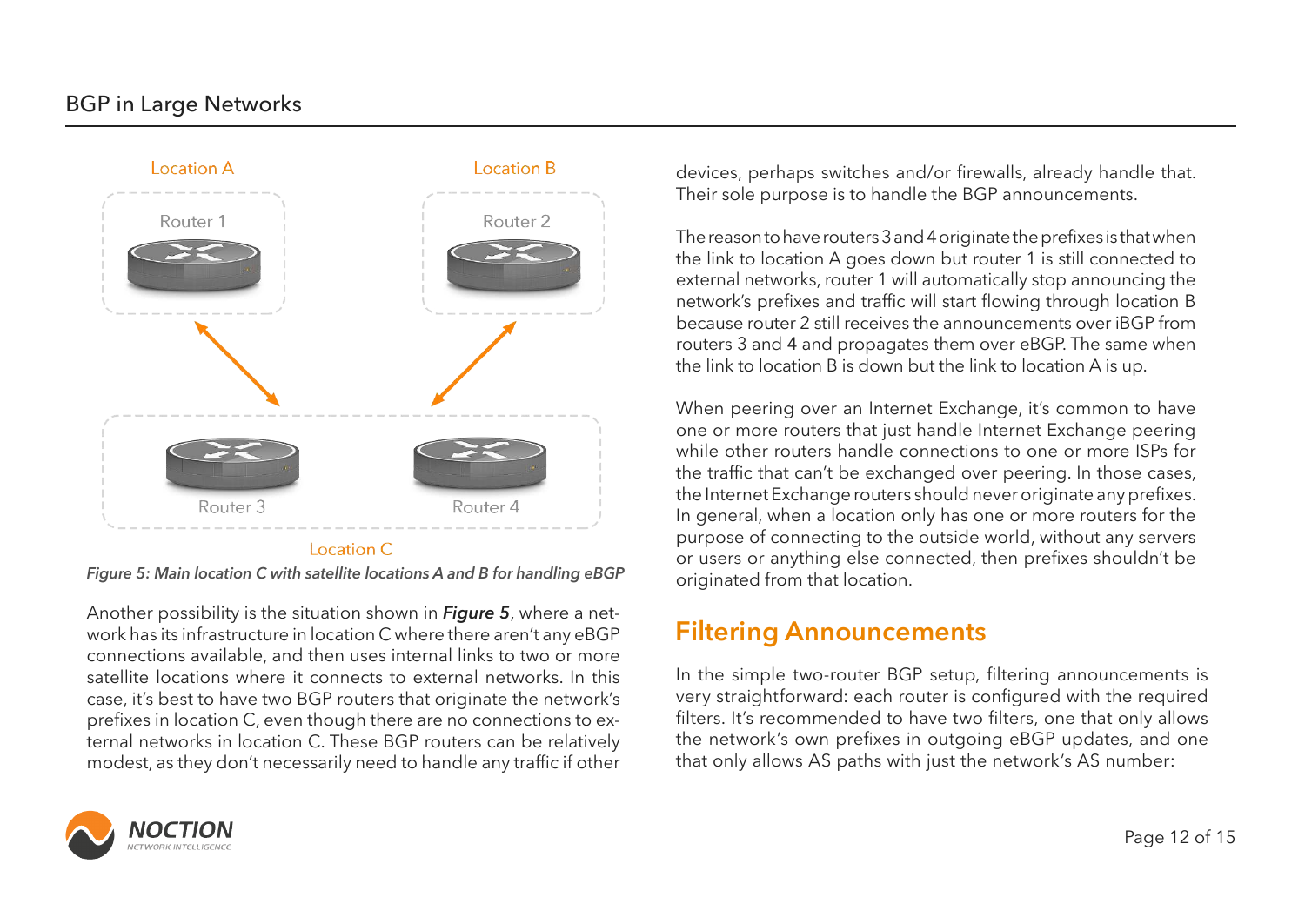Figure 5: Main location C with satellite locations A and B for handling eBGP

Another possibility is the situation shown in ***Figure 5***, where a network has its infrastructure in location C where there aren't any eBGP connections available, and then uses internal links to two or more satellite locations where it connects to external networks. In this case, it's best to have two BGP routers that originate the network's prefixes in location C, even though there are no connections to external networks in location C. These BGP routers can be relatively modest, as they don't necessarily need to handle any traffic if other devices, perhaps switches and/or firewalls, already handle that. Their sole purpose is to handle the BGP announcements.

The reason to have routers 3 and 4 originate the prefixes is that when the link to location A goes down but router 1 is still connected to external networks, router 1 will automatically stop announcing the network's prefixes and traffic will start flowing through location B because router 2 still receives the announcements over iBGP from routers 3 and 4 and propagates them over eBGP. The same when the link to location B is down but the link to location A is up.

When peering over an Internet Exchange, it's common to have one or more routers that just handle Internet Exchange peering while other routers handle connections to one or more ISPs for the traffic that can't be exchanged over peering. In those cases, the Internet Exchange routers should never originate any prefixes. In general, when a location only has one or more routers for the purpose of connecting to the outside world, without any servers or users or anything else connected, then prefixes shouldn't be originated from that location.

## Filtering Announcements

In the simple two-router BGP setup, filtering announcements is very straightforward: each router is configured with the required filters. It's recommended to have two filters, one that only allows the network's own prefixes in outgoing eBGP updates, and one that only allows AS paths with just the network's AS number: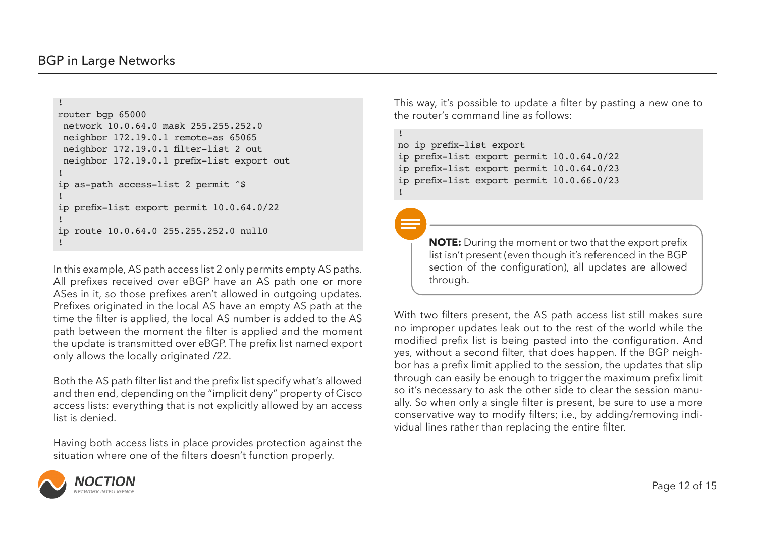```
!
router bgp 65000
 network 10.0.64.0 mask 255.255.252.0
 neighbor 172.19.0.1 remote-as 65065
 neighbor 172.19.0.1 filter-list 2 out
 neighbor 172.19.0.1 prefix-list export out
!
ip as-path access-list 2 permit ^$
!
ip prefix-list export permit 10.0.64.0/22
!
ip route 10.0.64.0 255.255.252.0 null0
!
```

In this example, AS path access list 2 only permits empty AS paths. All prefixes received over eBGP have an AS path one or more ASes in it, so those prefixes aren't allowed in outgoing updates. Prefixes originated in the local AS have an empty AS path at the time the filter is applied, the local AS number is added to the AS path between the moment the filter is applied and the moment the update is transmitted over eBGP. The prefix list named export only allows the locally originated /22.

Both the AS path filter list and the prefix list specify what's allowed and then end, depending on the "implicit deny" property of Cisco access lists: everything that is not explicitly allowed by an access list is denied.

Having both access lists in place provides protection against the situation where one of the filters doesn't function properly.

This way, it's possible to update a filter by pasting a new one to the router's command line as follows:

```
!
no ip prefix-list export
ip prefix-list export permit 10.0.64.0/22
ip prefix-list export permit 10.0.64.0/23
ip prefix-list export permit 10.0.66.0/23
!
```

> **NOTE:** During the moment or two that the export prefix list isn't present (even though it's referenced in the BGP section of the configuration), all updates are allowed through.

With two filters present, the AS path access list still makes sure no improper updates leak out to the rest of the world while the modified prefix list is being pasted into the configuration. And yes, without a second filter, that does happen. If the BGP neighbor has a prefix limit applied to the session, the updates that slip through can easily be enough to trigger the maximum prefix limit so it's necessary to ask the other side to clear the session manually. So when only a single filter is present, be sure to use a more conservative way to modify filters; i.e., by adding/removing individual lines rather than replacing the entire filter.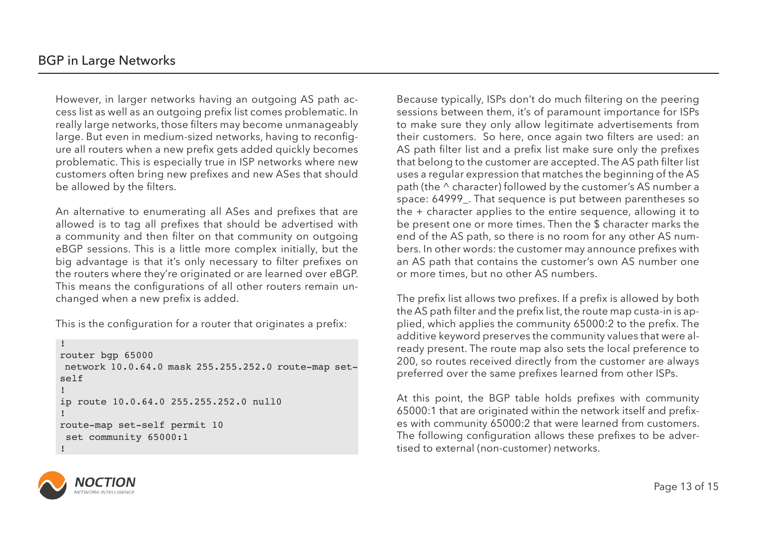However, in larger networks having an outgoing AS path access list as well as an outgoing prefix list comes problematic. In really large networks, those filters may become unmanageably large. But even in medium-sized networks, having to reconfigure all routers when a new prefix gets added quickly becomes problematic. This is especially true in ISP networks where new customers often bring new prefixes and new ASes that should be allowed by the filters.

An alternative to enumerating all ASes and prefixes that are allowed is to tag all prefixes that should be advertised with a community and then filter on that community on outgoing eBGP sessions. This is a little more complex initially, but the big advantage is that it's only necessary to filter prefixes on the routers where they're originated or are learned over eBGP. This means the configurations of all other routers remain unchanged when a new prefix is added.

This is the configuration for a router that originates a prefix:

```
!
router bgp 65000
 network 10.0.64.0 mask 255.255.252.0 route-map set-self
!
ip route 10.0.64.0 255.255.252.0 null0
!
route-map set-self permit 10
 set community 65000:1
!
```

Because typically, ISPs don't do much filtering on the peering sessions between them, it's of paramount importance for ISPs to make sure they only allow legitimate advertisements from their customers. So here, once again two filters are used: an AS path filter list and a prefix list make sure only the prefixes that belong to the customer are accepted. The AS path filter list uses a regular expression that matches the beginning of the AS path (the ^ character) followed by the customer's AS number a space: 64999_. That sequence is put between parentheses so the + character applies to the entire sequence, allowing it to be present one or more times. Then the $ character marks the end of the AS path, so there is no room for any other AS numbers. In other words: the customer may announce prefixes with an AS path that contains the customer's own AS number one or more times, but no other AS numbers.

The prefix list allows two prefixes. If a prefix is allowed by both the AS path filter and the prefix list, the route map custa-in is applied, which applies the community 65000:2 to the prefix. The additive keyword preserves the community values that were already present. The route map also sets the local preference to 200, so routes received directly from the customer are always preferred over the same prefixes learned from other ISPs.

At this point, the BGP table holds prefixes with community 65000:1 that are originated within the network itself and prefixes with community 65000:2 that were learned from customers. The following configuration allows these prefixes to be advertised to external (non-customer) networks.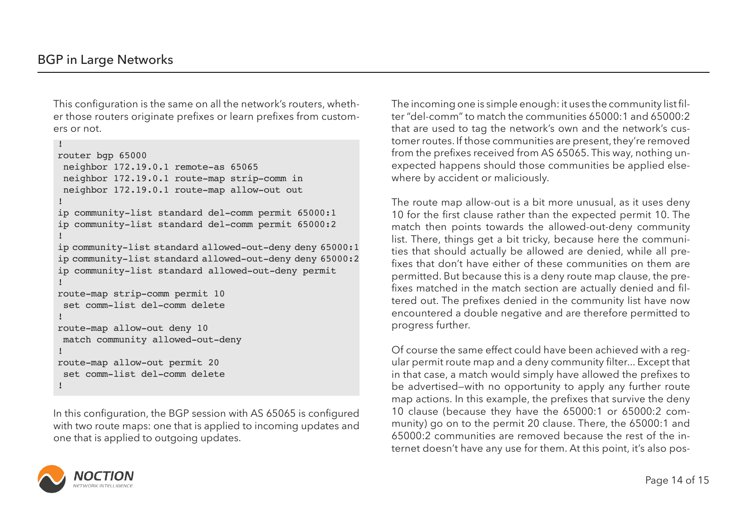This configuration is the same on all the network's routers, whether those routers originate prefixes or learn prefixes from customers or not.

```
!
router bgp 65000
 neighbor 172.19.0.1 remote-as 65065
 neighbor 172.19.0.1 route-map strip-comm in
 neighbor 172.19.0.1 route-map allow-out out
!
ip community-list standard del-comm permit 65000:1
ip community-list standard del-comm permit 65000:2
!
ip community-list standard allowed-out-deny deny 65000:1
ip community-list standard allowed-out-deny deny 65000:2
ip community-list standard allowed-out-deny permit
!
route-map strip-comm permit 10
 set comm-list del-comm delete
!
route-map allow-out deny 10
 match community allowed-out-deny
!
route-map allow-out permit 20
 set comm-list del-comm delete
!
```

In this configuration, the BGP session with AS 65065 is configured with two route maps: one that is applied to incoming updates and one that is applied to outgoing updates.

The incoming one is simple enough: it uses the community list filter "del-comm" to match the communities 65000:1 and 65000:2 that are used to tag the network's own and the network's customer routes. If those communities are present, they're removed from the prefixes received from AS 65065. This way, nothing unexpected happens should those communities be applied elsewhere by accident or maliciously.

The route map allow-out is a bit more unusual, as it uses deny 10 for the first clause rather than the expected permit 10. The match then points towards the allowed-out-deny community list. There, things get a bit tricky, because here the communities that should actually be allowed are denied, while all prefixes that don't have either of these communities on them are permitted. But because this is a deny route map clause, the prefixes matched in the match section are actually denied and filtered out. The prefixes denied in the community list have now encountered a double negative and are therefore permitted to progress further.

Of course the same effect could have been achieved with a regular permit route map and a deny community filter... Except that in that case, a match would simply have allowed the prefixes to be advertised—with no opportunity to apply any further route map actions. In this example, the prefixes that survive the deny 10 clause (because they have the 65000:1 or 65000:2 community) go on to the permit 20 clause. There, the 65000:1 and 65000:2 communities are removed because the rest of the internet doesn't have any use for them. At this point, it's also pos-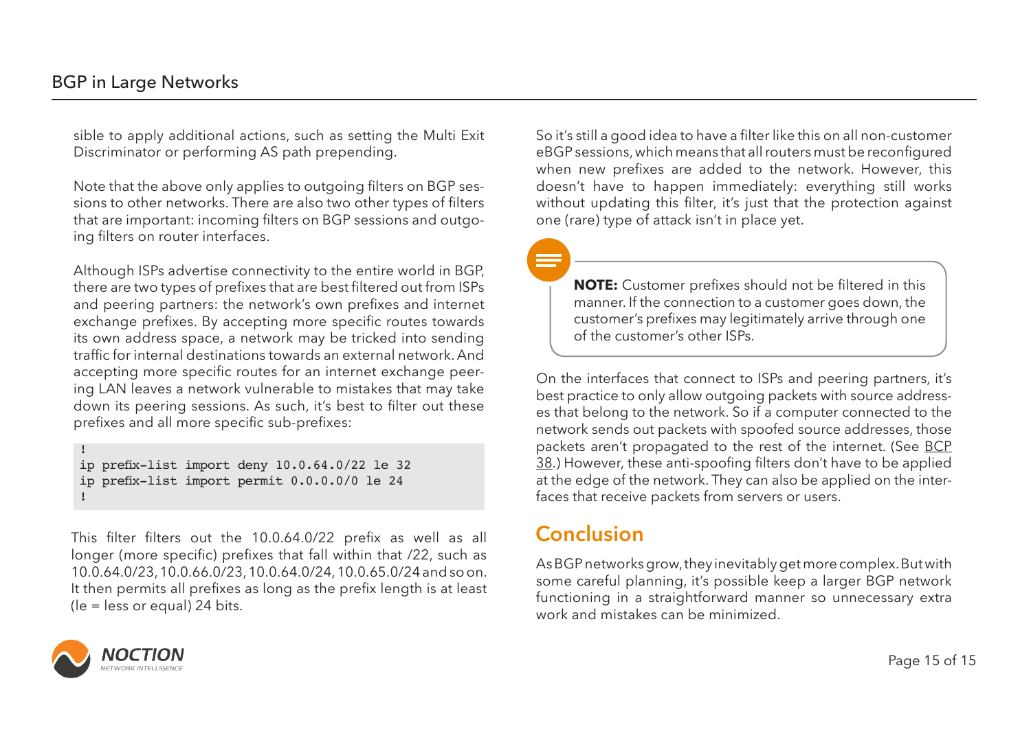sible to apply additional actions, such as setting the Multi Exit Discriminator or performing AS path prepending.

Note that the above only applies to outgoing filters on BGP sessions to other networks. There are also two other types of filters that are important: incoming filters on BGP sessions and outgoing filters on router interfaces.

Although ISPs advertise connectivity to the entire world in BGP, there are two types of prefixes that are best filtered out from ISPs and peering partners: the network's own prefixes and internet exchange prefixes. By accepting more specific routes towards its own address space, a network may be tricked into sending traffic for internal destinations towards an external network. And accepting more specific routes for an internet exchange peering LAN leaves a network vulnerable to mistakes that may take down its peering sessions. As such, it's best to filter out these prefixes and all more specific sub-prefixes:

```
!
ip prefix-list import deny 10.0.64.0/22 le 32
ip prefix-list import permit 0.0.0.0/0 le 24
!
```

This filter filters out the 10.0.64.0/22 prefix as well as all longer (more specific) prefixes that fall within that /22, such as 10.0.64.0/23, 10.0.66.0/23, 10.0.64.0/24, 10.0.65.0/24 and so on. It then permits all prefixes as long as the prefix length is at least (le = less or equal) 24 bits.

So it's still a good idea to have a filter like this on all non-customer eBGP sessions, which means that all routers must be reconfigured when new prefixes are added to the network. However, this doesn't have to happen immediately: everything still works without updating this filter, it's just that the protection against one (rare) type of attack isn't in place yet.

> **NOTE:** Customer prefixes should not be filtered in this manner. If the connection to a customer goes down, the customer's prefixes may legitimately arrive through one of the customer's other ISPs.

On the interfaces that connect to ISPs and peering partners, it's best practice to only allow outgoing packets with source addresses that belong to the network. So if a computer connected to the network sends out packets with spoofed source addresses, those packets aren't propagated to the rest of the internet. (See BCP 38.) However, these anti-spoofing filters don't have to be applied at the edge of the network. They can also be applied on the interfaces that receive packets from servers or users.

## Conclusion

As BGP networks grow, they inevitably get more complex. But with some careful planning, it's possible keep a larger BGP network functioning in a straightforward manner so unnecessary extra work and mistakes can be minimized.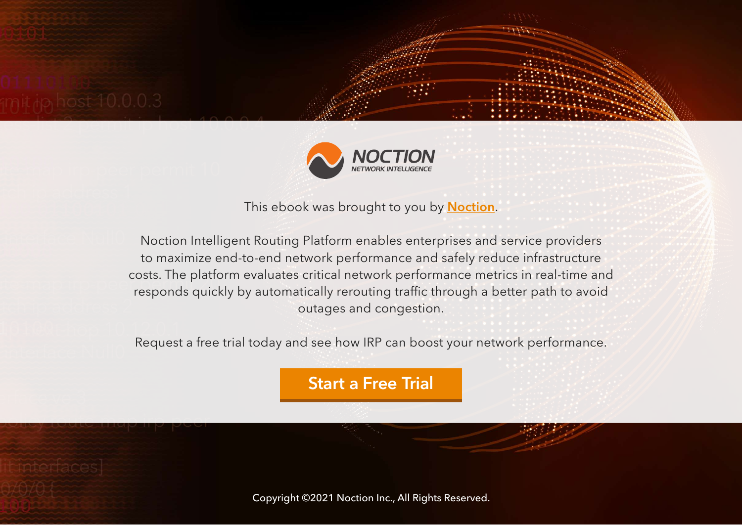NOCTION
NETWORK INTELLIGENCE

This ebook was brought to you by **Noction**.

Noction Intelligent Routing Platform enables enterprises and service providers to maximize end-to-end network performance and safely reduce infrastructure costs. The platform evaluates critical network performance metrics in real-time and responds quickly by automatically rerouting traffic through a better path to avoid outages and congestion.

Request a free trial today and see how IRP can boost your network performance.

**Start a Free Trial**

Copyright ©2021 Noction Inc., All Rights Reserved.